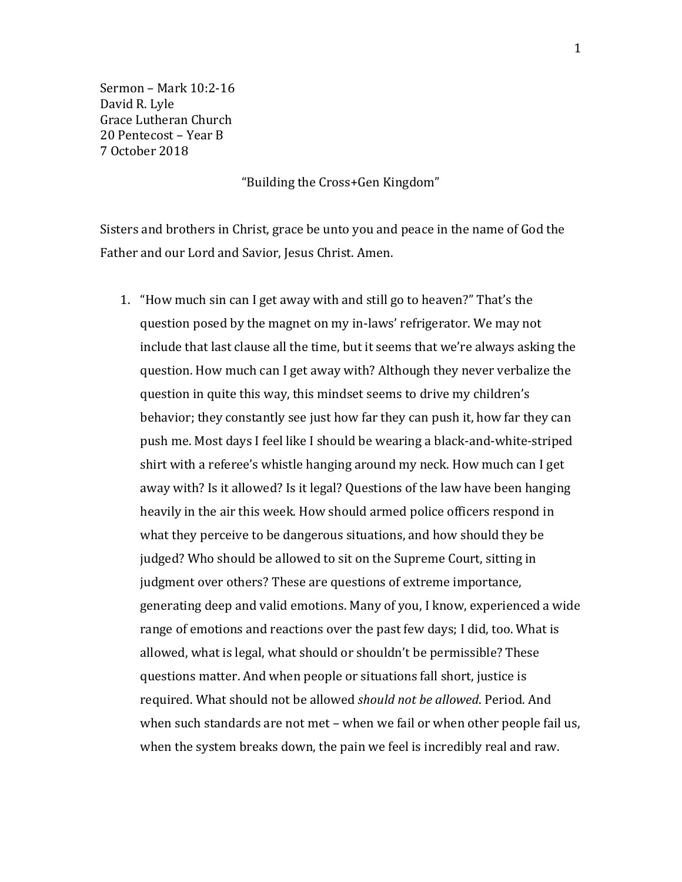Sermon – Mark 10:2-16
David R. Lyle
Grace Lutheran Church
20 Pentecost – Year B
7 October 2018

"Building the Cross+Gen Kingdom"

Sisters and brothers in Christ, grace be unto you and peace in the name of God the Father and our Lord and Savior, Jesus Christ. Amen.

1. "How much sin can I get away with and still go to heaven?" That's the question posed by the magnet on my in-laws' refrigerator. We may not include that last clause all the time, but it seems that we're always asking the question. How much can I get away with? Although they never verbalize the question in quite this way, this mindset seems to drive my children's behavior; they constantly see just how far they can push it, how far they can push me. Most days I feel like I should be wearing a black-and-white-striped shirt with a referee's whistle hanging around my neck. How much can I get away with? Is it allowed? Is it legal? Questions of the law have been hanging heavily in the air this week. How should armed police officers respond in what they perceive to be dangerous situations, and how should they be judged? Who should be allowed to sit on the Supreme Court, sitting in judgment over others? These are questions of extreme importance, generating deep and valid emotions. Many of you, I know, experienced a wide range of emotions and reactions over the past few days; I did, too. What is allowed, what is legal, what should or shouldn't be permissible? These questions matter. And when people or situations fall short, justice is required. What should not be allowed *should not be allowed*. Period. And when such standards are not met – when we fail or when other people fail us, when the system breaks down, the pain we feel is incredibly real and raw.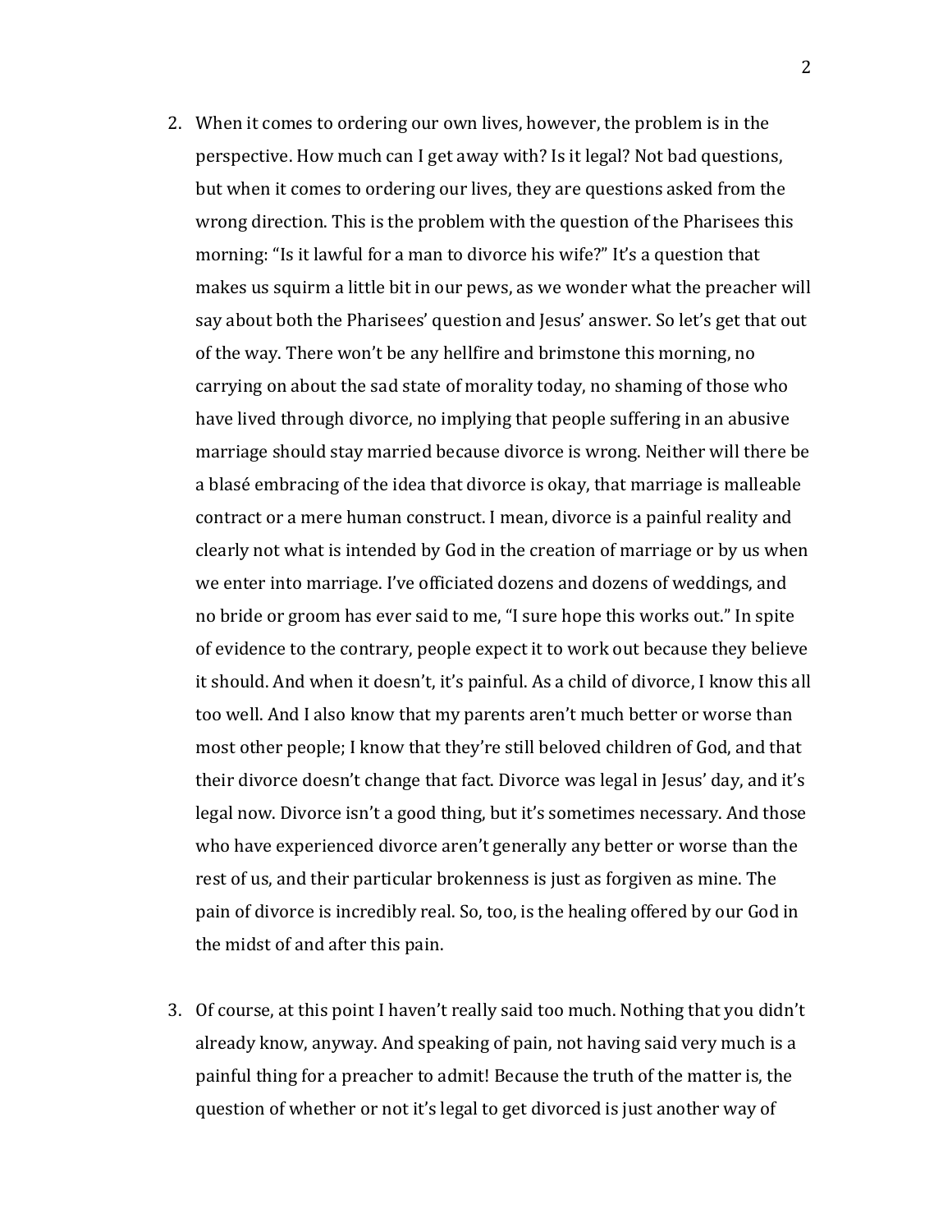2. When it comes to ordering our own lives, however, the problem is in the perspective. How much can I get away with? Is it legal? Not bad questions, but when it comes to ordering our lives, they are questions asked from the wrong direction. This is the problem with the question of the Pharisees this morning: "Is it lawful for a man to divorce his wife?" It's a question that makes us squirm a little bit in our pews, as we wonder what the preacher will say about both the Pharisees' question and Jesus' answer. So let's get that out of the way. There won't be any hellfire and brimstone this morning, no carrying on about the sad state of morality today, no shaming of those who have lived through divorce, no implying that people suffering in an abusive marriage should stay married because divorce is wrong. Neither will there be a blasé embracing of the idea that divorce is okay, that marriage is malleable contract or a mere human construct. I mean, divorce is a painful reality and clearly not what is intended by God in the creation of marriage or by us when we enter into marriage. I've officiated dozens and dozens of weddings, and no bride or groom has ever said to me, "I sure hope this works out." In spite of evidence to the contrary, people expect it to work out because they believe it should. And when it doesn't, it's painful. As a child of divorce, I know this all too well. And I also know that my parents aren't much better or worse than most other people; I know that they're still beloved children of God, and that their divorce doesn't change that fact. Divorce was legal in Jesus' day, and it's legal now. Divorce isn't a good thing, but it's sometimes necessary. And those who have experienced divorce aren't generally any better or worse than the rest of us, and their particular brokenness is just as forgiven as mine. The pain of divorce is incredibly real. So, too, is the healing offered by our God in the midst of and after this pain.

3. Of course, at this point I haven't really said too much. Nothing that you didn't already know, anyway. And speaking of pain, not having said very much is a painful thing for a preacher to admit! Because the truth of the matter is, the question of whether or not it's legal to get divorced is just another way of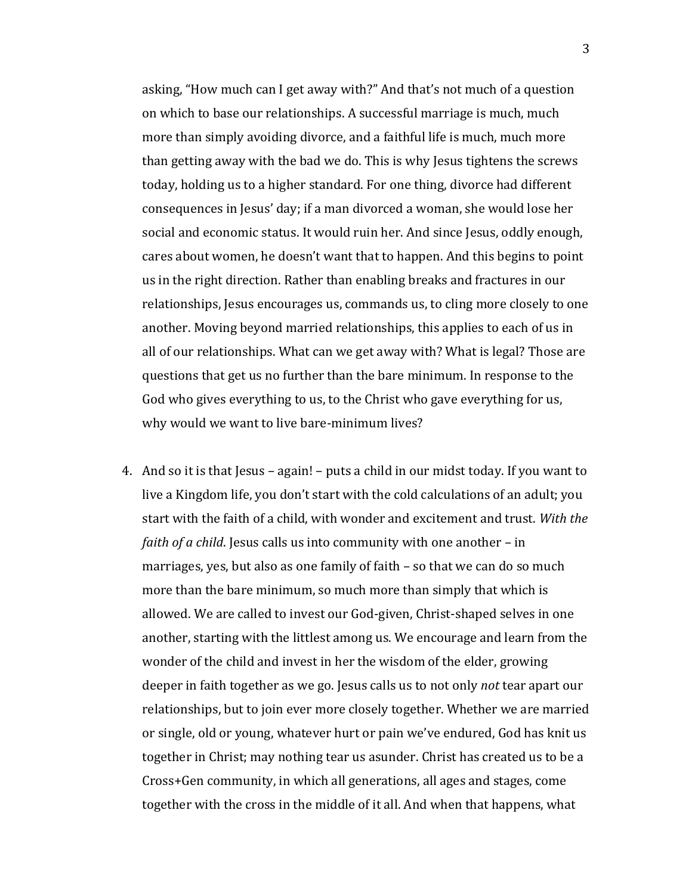asking, "How much can I get away with?" And that's not much of a question on which to base our relationships. A successful marriage is much, much more than simply avoiding divorce, and a faithful life is much, much more than getting away with the bad we do. This is why Jesus tightens the screws today, holding us to a higher standard. For one thing, divorce had different consequences in Jesus' day; if a man divorced a woman, she would lose her social and economic status. It would ruin her. And since Jesus, oddly enough, cares about women, he doesn't want that to happen. And this begins to point us in the right direction. Rather than enabling breaks and fractures in our relationships, Jesus encourages us, commands us, to cling more closely to one another. Moving beyond married relationships, this applies to each of us in all of our relationships. What can we get away with? What is legal? Those are questions that get us no further than the bare minimum. In response to the God who gives everything to us, to the Christ who gave everything for us, why would we want to live bare-minimum lives?

4. And so it is that Jesus – again! – puts a child in our midst today. If you want to live a Kingdom life, you don't start with the cold calculations of an adult; you start with the faith of a child, with wonder and excitement and trust. *With the faith of a child*. Jesus calls us into community with one another – in marriages, yes, but also as one family of faith – so that we can do so much more than the bare minimum, so much more than simply that which is allowed. We are called to invest our God-given, Christ-shaped selves in one another, starting with the littlest among us. We encourage and learn from the wonder of the child and invest in her the wisdom of the elder, growing deeper in faith together as we go. Jesus calls us to not only *not* tear apart our relationships, but to join ever more closely together. Whether we are married or single, old or young, whatever hurt or pain we've endured, God has knit us together in Christ; may nothing tear us asunder. Christ has created us to be a Cross+Gen community, in which all generations, all ages and stages, come together with the cross in the middle of it all. And when that happens, what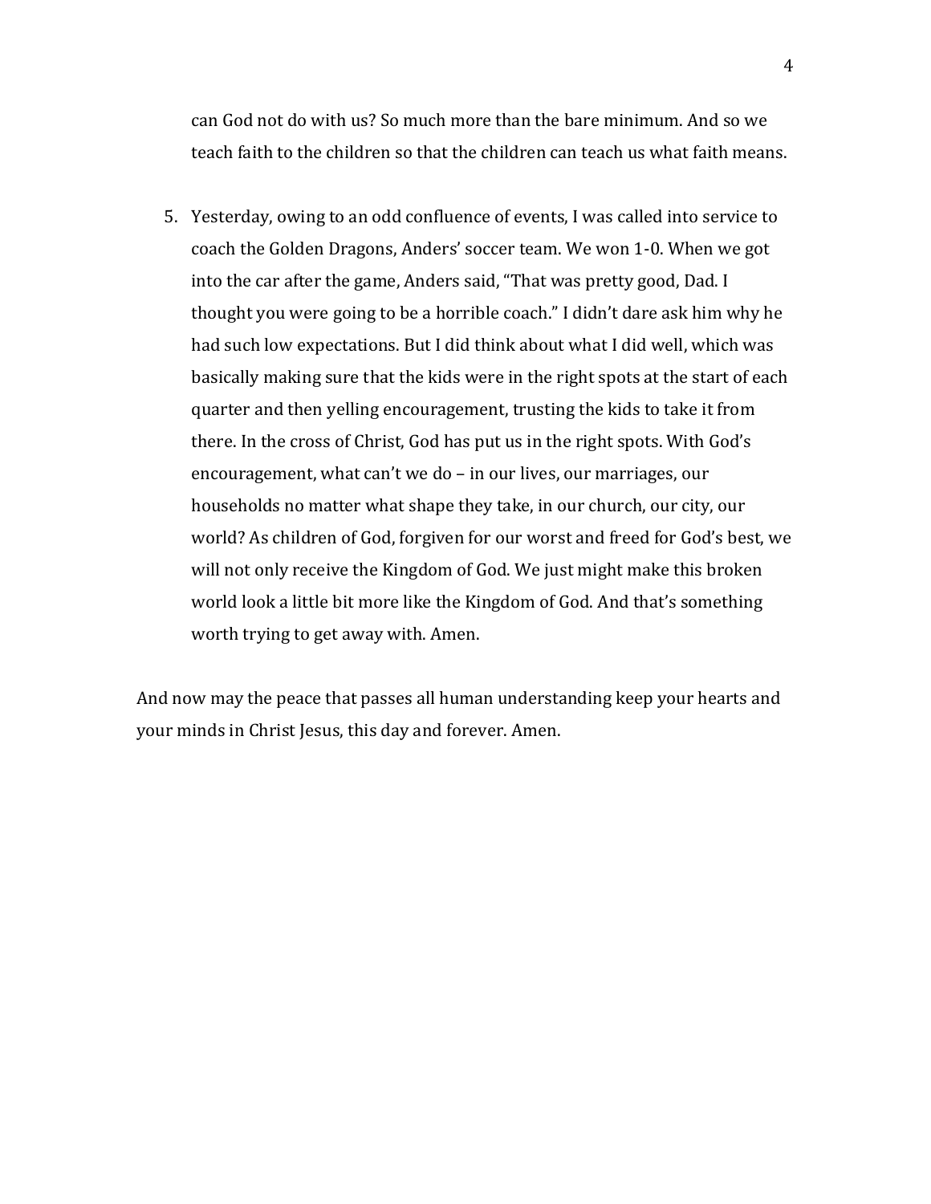can God not do with us? So much more than the bare minimum. And so we teach faith to the children so that the children can teach us what faith means.

5. Yesterday, owing to an odd confluence of events, I was called into service to coach the Golden Dragons, Anders' soccer team. We won 1-0. When we got into the car after the game, Anders said, "That was pretty good, Dad. I thought you were going to be a horrible coach." I didn't dare ask him why he had such low expectations. But I did think about what I did well, which was basically making sure that the kids were in the right spots at the start of each quarter and then yelling encouragement, trusting the kids to take it from there. In the cross of Christ, God has put us in the right spots. With God's encouragement, what can't we do – in our lives, our marriages, our households no matter what shape they take, in our church, our city, our world? As children of God, forgiven for our worst and freed for God's best, we will not only receive the Kingdom of God. We just might make this broken world look a little bit more like the Kingdom of God. And that's something worth trying to get away with. Amen.

And now may the peace that passes all human understanding keep your hearts and your minds in Christ Jesus, this day and forever. Amen.